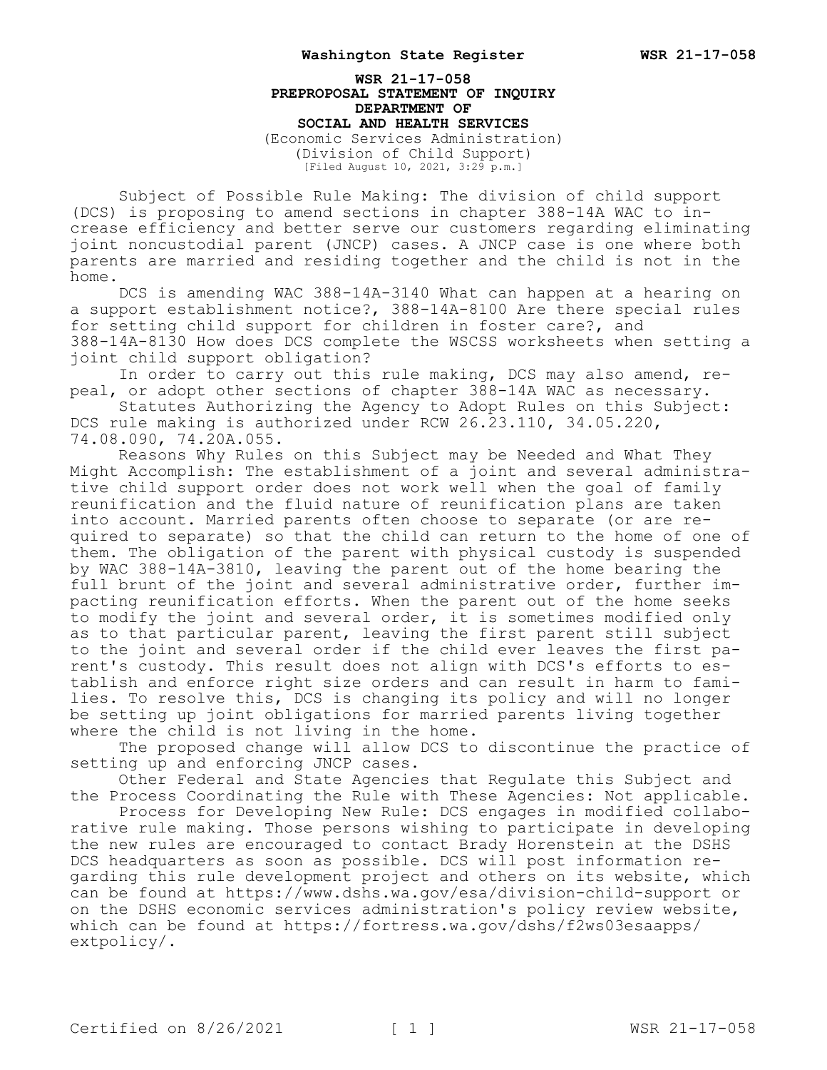**WSR 21-17-058**
**PREPROPOSAL STATEMENT OF INQUIRY**
**DEPARTMENT OF**
**SOCIAL AND HEALTH SERVICES**
(Economic Services Administration)
(Division of Child Support)
[Filed August 10, 2021, 3:29 p.m.]

Subject of Possible Rule Making: The division of child support (DCS) is proposing to amend sections in chapter 388-14A WAC to increase efficiency and better serve our customers regarding eliminating joint noncustodial parent (JNCP) cases. A JNCP case is one where both parents are married and residing together and the child is not in the home.

DCS is amending WAC 388-14A-3140 What can happen at a hearing on a support establishment notice?, 388-14A-8100 Are there special rules for setting child support for children in foster care?, and 388-14A-8130 How does DCS complete the WSCSS worksheets when setting a joint child support obligation?

In order to carry out this rule making, DCS may also amend, repeal, or adopt other sections of chapter 388-14A WAC as necessary.

Statutes Authorizing the Agency to Adopt Rules on this Subject: DCS rule making is authorized under RCW 26.23.110, 34.05.220, 74.08.090, 74.20A.055.

Reasons Why Rules on this Subject may be Needed and What They Might Accomplish: The establishment of a joint and several administrative child support order does not work well when the goal of family reunification and the fluid nature of reunification plans are taken into account. Married parents often choose to separate (or are required to separate) so that the child can return to the home of one of them. The obligation of the parent with physical custody is suspended by WAC 388-14A-3810, leaving the parent out of the home bearing the full brunt of the joint and several administrative order, further impacting reunification efforts. When the parent out of the home seeks to modify the joint and several order, it is sometimes modified only as to that particular parent, leaving the first parent still subject to the joint and several order if the child ever leaves the first parent's custody. This result does not align with DCS's efforts to establish and enforce right size orders and can result in harm to families. To resolve this, DCS is changing its policy and will no longer be setting up joint obligations for married parents living together where the child is not living in the home.

The proposed change will allow DCS to discontinue the practice of setting up and enforcing JNCP cases.

Other Federal and State Agencies that Regulate this Subject and the Process Coordinating the Rule with These Agencies: Not applicable.

Process for Developing New Rule: DCS engages in modified collaborative rule making. Those persons wishing to participate in developing the new rules are encouraged to contact Brady Horenstein at the DSHS DCS headquarters as soon as possible. DCS will post information regarding this rule development project and others on its website, which can be found at https://www.dshs.wa.gov/esa/division-child-support or on the DSHS economic services administration's policy review website, which can be found at https://fortress.wa.gov/dshs/f2ws03esaapps/extpolicy/.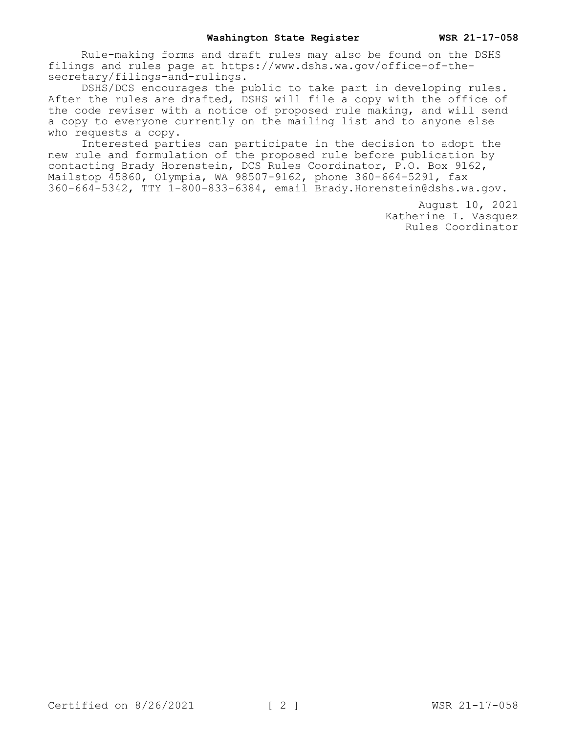Rule-making forms and draft rules may also be found on the DSHS filings and rules page at https://www.dshs.wa.gov/office-of-the-secretary/filings-and-rulings.

DSHS/DCS encourages the public to take part in developing rules. After the rules are drafted, DSHS will file a copy with the office of the code reviser with a notice of proposed rule making, and will send a copy to everyone currently on the mailing list and to anyone else who requests a copy.

Interested parties can participate in the decision to adopt the new rule and formulation of the proposed rule before publication by contacting Brady Horenstein, DCS Rules Coordinator, P.O. Box 9162, Mailstop 45860, Olympia, WA 98507-9162, phone 360-664-5291, fax 360-664-5342, TTY 1-800-833-6384, email Brady.Horenstein@dshs.wa.gov.

August 10, 2021
Katherine I. Vasquez
Rules Coordinator